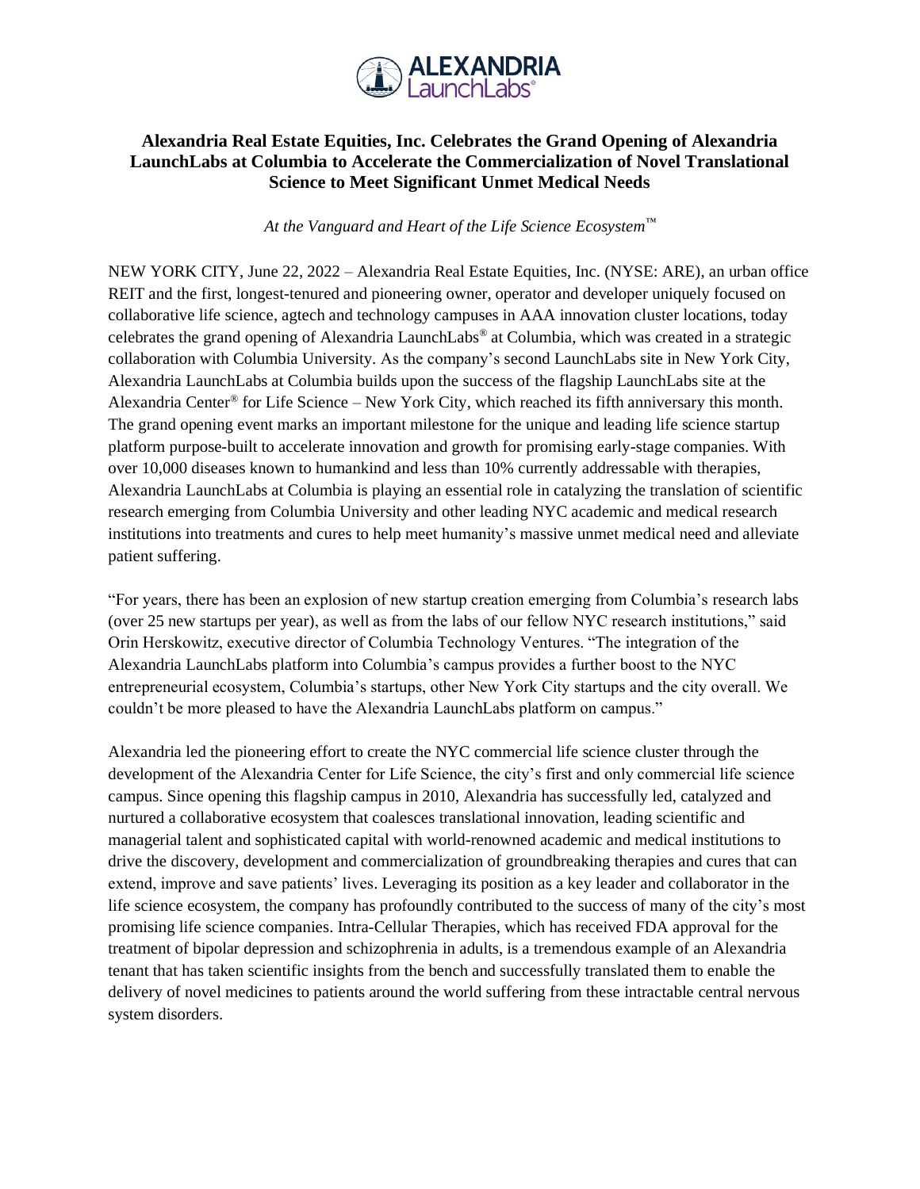# Alexandria Real Estate Equities, Inc. Celebrates the Grand Opening of Alexandria LaunchLabs at Columbia to Accelerate the Commercialization of Novel Translational Science to Meet Significant Unmet Medical Needs

*At the Vanguard and Heart of the Life Science Ecosystem™*

NEW YORK CITY, June 22, 2022 – Alexandria Real Estate Equities, Inc. (NYSE: ARE), an urban office REIT and the first, longest-tenured and pioneering owner, operator and developer uniquely focused on collaborative life science, agtech and technology campuses in AAA innovation cluster locations, today celebrates the grand opening of Alexandria LaunchLabs® at Columbia, which was created in a strategic collaboration with Columbia University. As the company's second LaunchLabs site in New York City, Alexandria LaunchLabs at Columbia builds upon the success of the flagship LaunchLabs site at the Alexandria Center® for Life Science – New York City, which reached its fifth anniversary this month. The grand opening event marks an important milestone for the unique and leading life science startup platform purpose-built to accelerate innovation and growth for promising early-stage companies. With over 10,000 diseases known to humankind and less than 10% currently addressable with therapies, Alexandria LaunchLabs at Columbia is playing an essential role in catalyzing the translation of scientific research emerging from Columbia University and other leading NYC academic and medical research institutions into treatments and cures to help meet humanity's massive unmet medical need and alleviate patient suffering.

"For years, there has been an explosion of new startup creation emerging from Columbia's research labs (over 25 new startups per year), as well as from the labs of our fellow NYC research institutions," said Orin Herskowitz, executive director of Columbia Technology Ventures. "The integration of the Alexandria LaunchLabs platform into Columbia's campus provides a further boost to the NYC entrepreneurial ecosystem, Columbia's startups, other New York City startups and the city overall. We couldn't be more pleased to have the Alexandria LaunchLabs platform on campus."

Alexandria led the pioneering effort to create the NYC commercial life science cluster through the development of the Alexandria Center for Life Science, the city's first and only commercial life science campus. Since opening this flagship campus in 2010, Alexandria has successfully led, catalyzed and nurtured a collaborative ecosystem that coalesces translational innovation, leading scientific and managerial talent and sophisticated capital with world-renowned academic and medical institutions to drive the discovery, development and commercialization of groundbreaking therapies and cures that can extend, improve and save patients' lives. Leveraging its position as a key leader and collaborator in the life science ecosystem, the company has profoundly contributed to the success of many of the city's most promising life science companies. Intra-Cellular Therapies, which has received FDA approval for the treatment of bipolar depression and schizophrenia in adults, is a tremendous example of an Alexandria tenant that has taken scientific insights from the bench and successfully translated them to enable the delivery of novel medicines to patients around the world suffering from these intractable central nervous system disorders.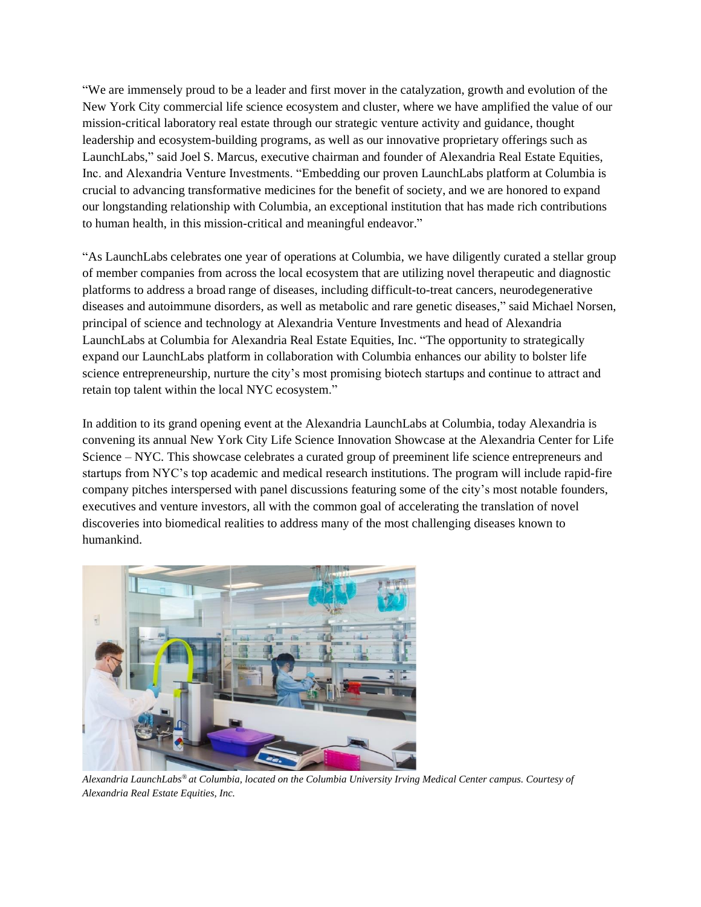"We are immensely proud to be a leader and first mover in the catalyzation, growth and evolution of the New York City commercial life science ecosystem and cluster, where we have amplified the value of our mission-critical laboratory real estate through our strategic venture activity and guidance, thought leadership and ecosystem-building programs, as well as our innovative proprietary offerings such as LaunchLabs," said Joel S. Marcus, executive chairman and founder of Alexandria Real Estate Equities, Inc. and Alexandria Venture Investments. "Embedding our proven LaunchLabs platform at Columbia is crucial to advancing transformative medicines for the benefit of society, and we are honored to expand our longstanding relationship with Columbia, an exceptional institution that has made rich contributions to human health, in this mission-critical and meaningful endeavor."

"As LaunchLabs celebrates one year of operations at Columbia, we have diligently curated a stellar group of member companies from across the local ecosystem that are utilizing novel therapeutic and diagnostic platforms to address a broad range of diseases, including difficult-to-treat cancers, neurodegenerative diseases and autoimmune disorders, as well as metabolic and rare genetic diseases," said Michael Norsen, principal of science and technology at Alexandria Venture Investments and head of Alexandria LaunchLabs at Columbia for Alexandria Real Estate Equities, Inc. "The opportunity to strategically expand our LaunchLabs platform in collaboration with Columbia enhances our ability to bolster life science entrepreneurship, nurture the city's most promising biotech startups and continue to attract and retain top talent within the local NYC ecosystem."

In addition to its grand opening event at the Alexandria LaunchLabs at Columbia, today Alexandria is convening its annual New York City Life Science Innovation Showcase at the Alexandria Center for Life Science – NYC. This showcase celebrates a curated group of preeminent life science entrepreneurs and startups from NYC's top academic and medical research institutions. The program will include rapid-fire company pitches interspersed with panel discussions featuring some of the city's most notable founders, executives and venture investors, all with the common goal of accelerating the translation of novel discoveries into biomedical realities to address many of the most challenging diseases known to humankind.

*Alexandria LaunchLabs® at Columbia, located on the Columbia University Irving Medical Center campus. Courtesy of Alexandria Real Estate Equities, Inc.*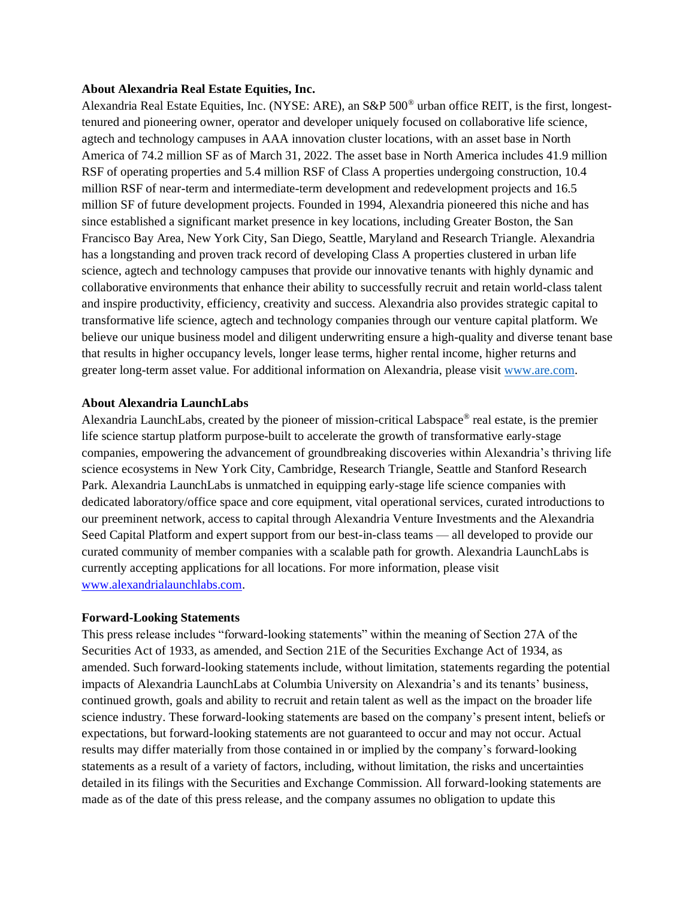**About Alexandria Real Estate Equities, Inc.**

Alexandria Real Estate Equities, Inc. (NYSE: ARE), an S&P 500® urban office REIT, is the first, longest-tenured and pioneering owner, operator and developer uniquely focused on collaborative life science, agtech and technology campuses in AAA innovation cluster locations, with an asset base in North America of 74.2 million SF as of March 31, 2022. The asset base in North America includes 41.9 million RSF of operating properties and 5.4 million RSF of Class A properties undergoing construction, 10.4 million RSF of near-term and intermediate-term development and redevelopment projects and 16.5 million SF of future development projects. Founded in 1994, Alexandria pioneered this niche and has since established a significant market presence in key locations, including Greater Boston, the San Francisco Bay Area, New York City, San Diego, Seattle, Maryland and Research Triangle. Alexandria has a longstanding and proven track record of developing Class A properties clustered in urban life science, agtech and technology campuses that provide our innovative tenants with highly dynamic and collaborative environments that enhance their ability to successfully recruit and retain world-class talent and inspire productivity, efficiency, creativity and success. Alexandria also provides strategic capital to transformative life science, agtech and technology companies through our venture capital platform. We believe our unique business model and diligent underwriting ensure a high-quality and diverse tenant base that results in higher occupancy levels, longer lease terms, higher rental income, higher returns and greater long-term asset value. For additional information on Alexandria, please visit [www.are.com](http://www.are.com).

**About Alexandria LaunchLabs**

Alexandria LaunchLabs, created by the pioneer of mission-critical Labspace® real estate, is the premier life science startup platform purpose-built to accelerate the growth of transformative early-stage companies, empowering the advancement of groundbreaking discoveries within Alexandria's thriving life science ecosystems in New York City, Cambridge, Research Triangle, Seattle and Stanford Research Park. Alexandria LaunchLabs is unmatched in equipping early-stage life science companies with dedicated laboratory/office space and core equipment, vital operational services, curated introductions to our preeminent network, access to capital through Alexandria Venture Investments and the Alexandria Seed Capital Platform and expert support from our best-in-class teams — all developed to provide our curated community of member companies with a scalable path for growth. Alexandria LaunchLabs is currently accepting applications for all locations. For more information, please visit [www.alexandrialaunchlabs.com](http://www.alexandrialaunchlabs.com).

**Forward-Looking Statements**

This press release includes "forward-looking statements" within the meaning of Section 27A of the Securities Act of 1933, as amended, and Section 21E of the Securities Exchange Act of 1934, as amended. Such forward-looking statements include, without limitation, statements regarding the potential impacts of Alexandria LaunchLabs at Columbia University on Alexandria's and its tenants' business, continued growth, goals and ability to recruit and retain talent as well as the impact on the broader life science industry. These forward-looking statements are based on the company's present intent, beliefs or expectations, but forward-looking statements are not guaranteed to occur and may not occur. Actual results may differ materially from those contained in or implied by the company's forward-looking statements as a result of a variety of factors, including, without limitation, the risks and uncertainties detailed in its filings with the Securities and Exchange Commission. All forward-looking statements are made as of the date of this press release, and the company assumes no obligation to update this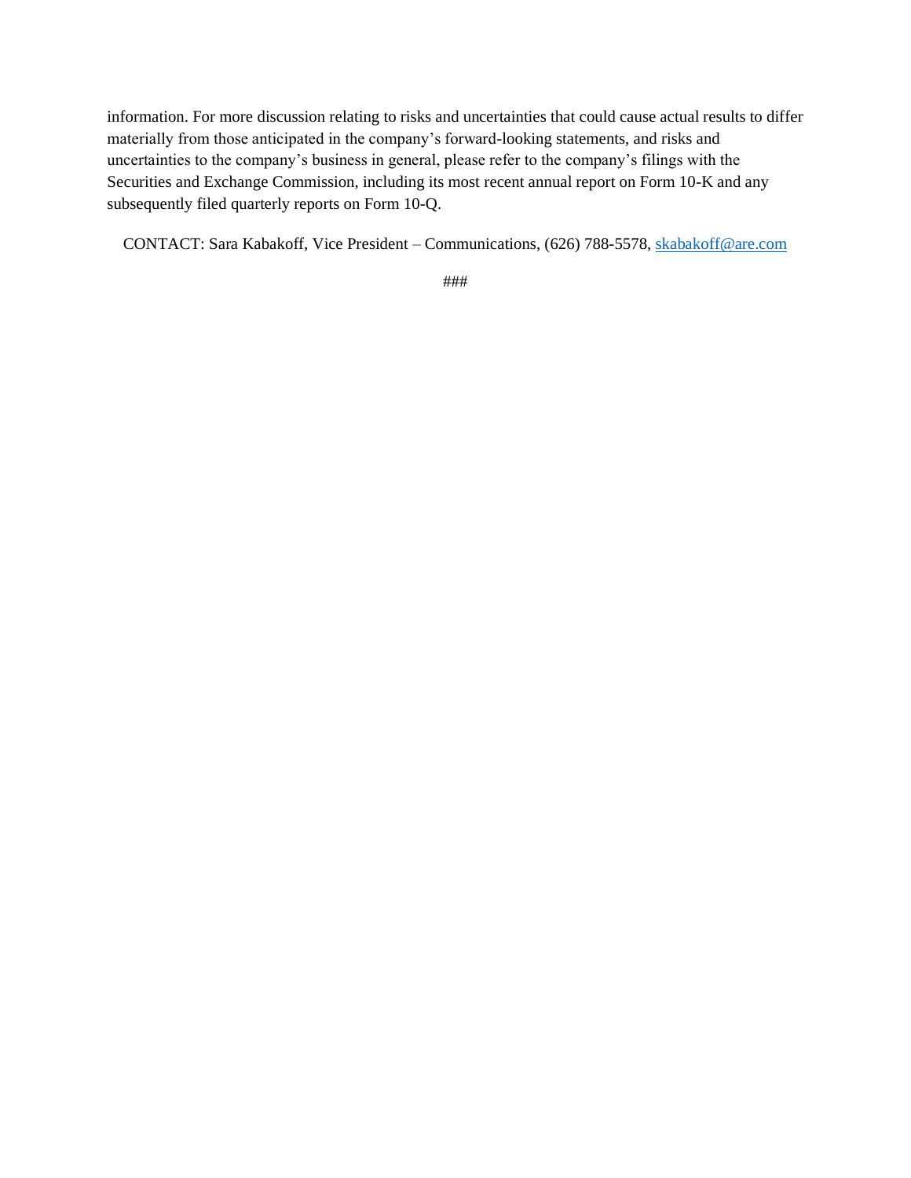information. For more discussion relating to risks and uncertainties that could cause actual results to differ materially from those anticipated in the company's forward-looking statements, and risks and uncertainties to the company's business in general, please refer to the company's filings with the Securities and Exchange Commission, including its most recent annual report on Form 10-K and any subsequently filed quarterly reports on Form 10-Q.

CONTACT: Sara Kabakoff, Vice President – Communications, (626) 788-5578, skabakoff@are.com

###